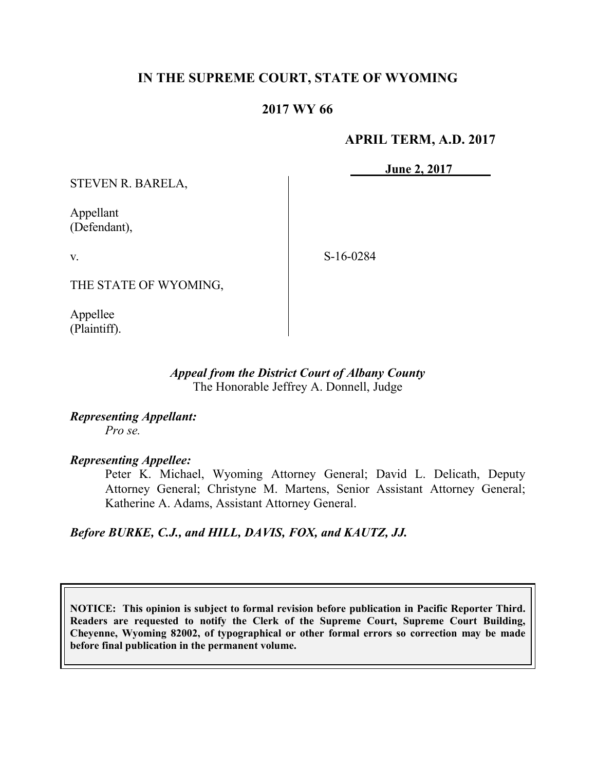# IN THE SUPREME COURT, STATE OF WYOMING

## 2017 WY 66

**APRIL TERM, A.D. 2017**

**June 2, 2017**

STEVEN R. BARELA,

Appellant
(Defendant),

v.

S-16-0284

THE STATE OF WYOMING,

Appellee
(Plaintiff).

*Appeal from the District Court of Albany County*
The Honorable Jeffrey A. Donnell, Judge

***Representing Appellant:***
*Pro se.*

***Representing Appellee:***
Peter K. Michael, Wyoming Attorney General; David L. Delicath, Deputy Attorney General; Christyne M. Martens, Senior Assistant Attorney General; Katherine A. Adams, Assistant Attorney General.

***Before BURKE, C.J., and HILL, DAVIS, FOX, and KAUTZ, JJ.***

**NOTICE: This opinion is subject to formal revision before publication in Pacific Reporter Third. Readers are requested to notify the Clerk of the Supreme Court, Supreme Court Building, Cheyenne, Wyoming 82002, of typographical or other formal errors so correction may be made before final publication in the permanent volume.**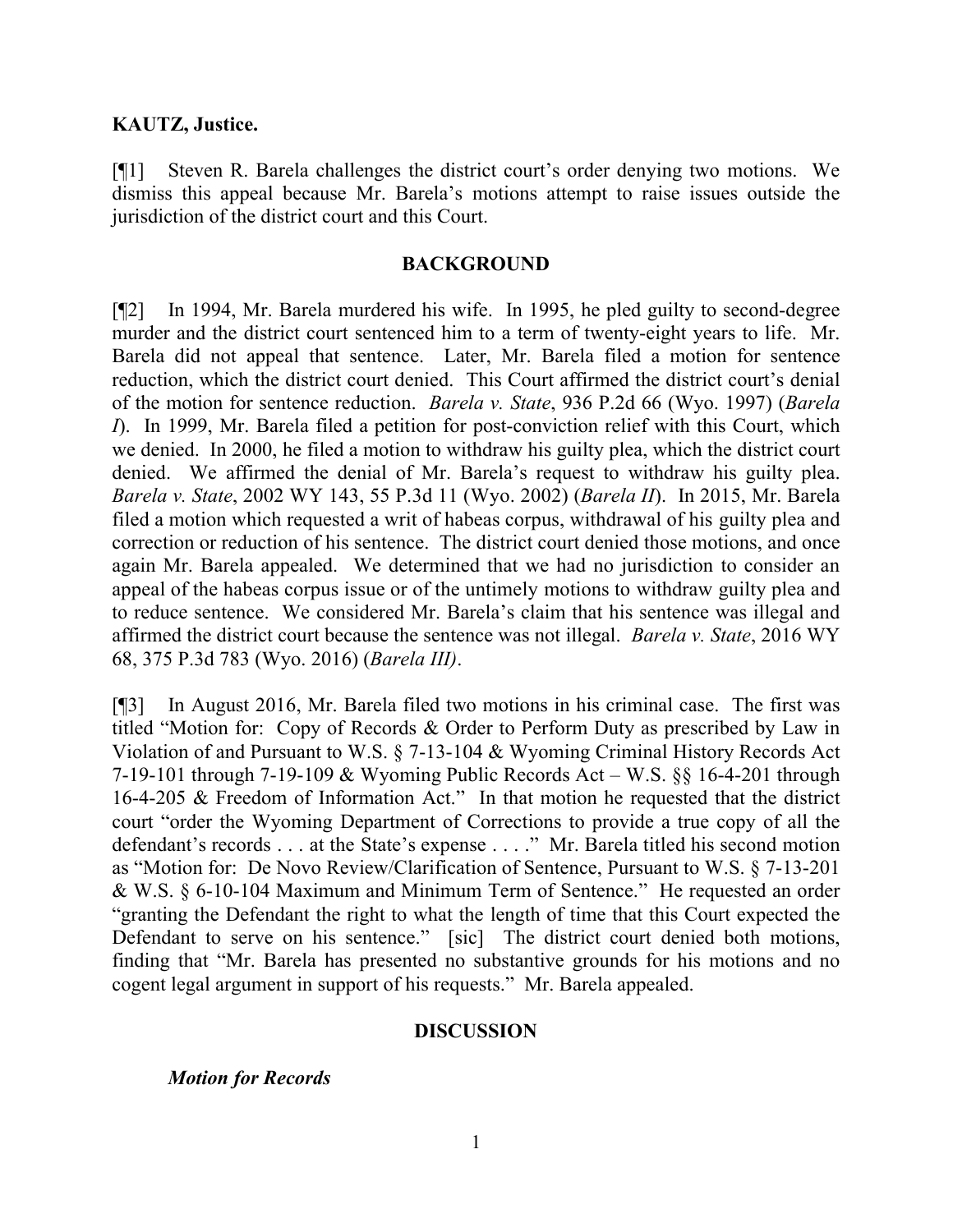**KAUTZ, Justice.**

[¶1] Steven R. Barela challenges the district court's order denying two motions. We dismiss this appeal because Mr. Barela's motions attempt to raise issues outside the jurisdiction of the district court and this Court.

## BACKGROUND

[¶2] In 1994, Mr. Barela murdered his wife. In 1995, he pled guilty to second-degree murder and the district court sentenced him to a term of twenty-eight years to life. Mr. Barela did not appeal that sentence. Later, Mr. Barela filed a motion for sentence reduction, which the district court denied. This Court affirmed the district court's denial of the motion for sentence reduction. *Barela v. State*, 936 P.2d 66 (Wyo. 1997) (*Barela I*). In 1999, Mr. Barela filed a petition for post-conviction relief with this Court, which we denied. In 2000, he filed a motion to withdraw his guilty plea, which the district court denied. We affirmed the denial of Mr. Barela's request to withdraw his guilty plea. *Barela v. State*, 2002 WY 143, 55 P.3d 11 (Wyo. 2002) (*Barela II*). In 2015, Mr. Barela filed a motion which requested a writ of habeas corpus, withdrawal of his guilty plea and correction or reduction of his sentence. The district court denied those motions, and once again Mr. Barela appealed. We determined that we had no jurisdiction to consider an appeal of the habeas corpus issue or of the untimely motions to withdraw guilty plea and to reduce sentence. We considered Mr. Barela's claim that his sentence was illegal and affirmed the district court because the sentence was not illegal. *Barela v. State*, 2016 WY 68, 375 P.3d 783 (Wyo. 2016) (*Barela III)*.

[¶3] In August 2016, Mr. Barela filed two motions in his criminal case. The first was titled "Motion for: Copy of Records & Order to Perform Duty as prescribed by Law in Violation of and Pursuant to W.S. § 7-13-104 & Wyoming Criminal History Records Act 7-19-101 through 7-19-109 & Wyoming Public Records Act – W.S. §§ 16-4-201 through 16-4-205 & Freedom of Information Act." In that motion he requested that the district court "order the Wyoming Department of Corrections to provide a true copy of all the defendant's records . . . at the State's expense . . . ." Mr. Barela titled his second motion as "Motion for: De Novo Review/Clarification of Sentence, Pursuant to W.S. § 7-13-201 & W.S. § 6-10-104 Maximum and Minimum Term of Sentence." He requested an order "granting the Defendant the right to what the length of time that this Court expected the Defendant to serve on his sentence." [sic] The district court denied both motions, finding that "Mr. Barela has presented no substantive grounds for his motions and no cogent legal argument in support of his requests." Mr. Barela appealed.

## DISCUSSION

### *Motion for Records*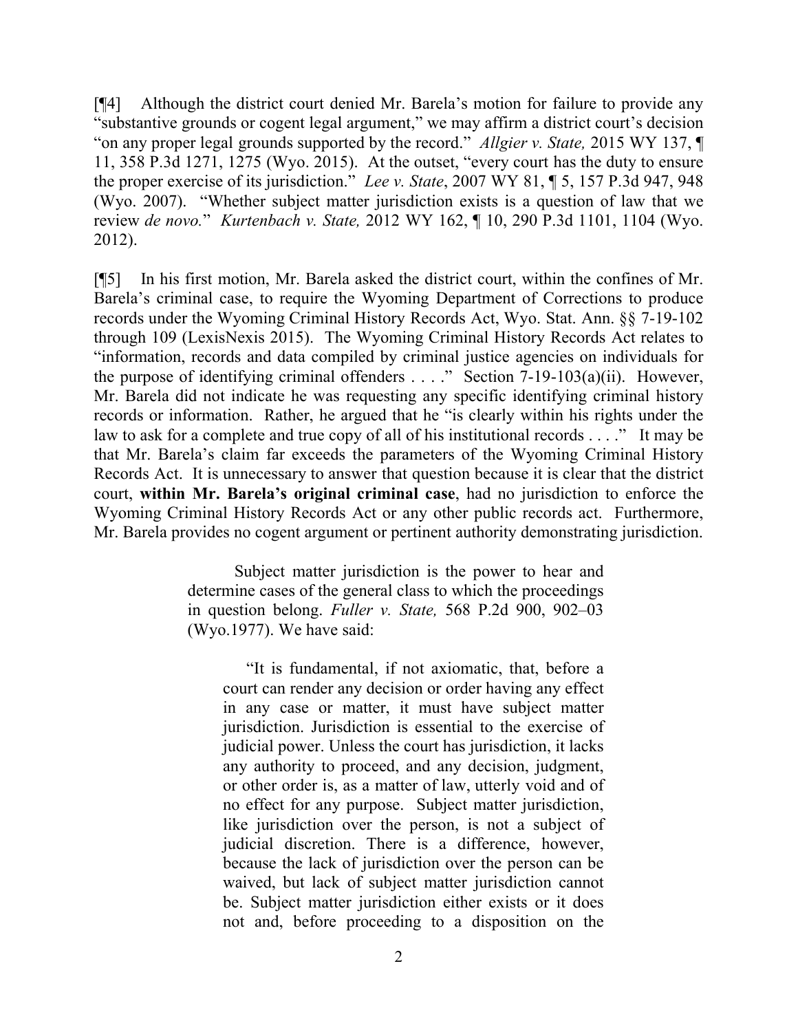[¶4] Although the district court denied Mr. Barela's motion for failure to provide any "substantive grounds or cogent legal argument," we may affirm a district court's decision "on any proper legal grounds supported by the record." *Allgier v. State,* 2015 WY 137, ¶ 11, 358 P.3d 1271, 1275 (Wyo. 2015). At the outset, "every court has the duty to ensure the proper exercise of its jurisdiction." *Lee v. State*, 2007 WY 81, ¶ 5, 157 P.3d 947, 948 (Wyo. 2007). "Whether subject matter jurisdiction exists is a question of law that we review *de novo.*" *Kurtenbach v. State,* 2012 WY 162, ¶ 10, 290 P.3d 1101, 1104 (Wyo. 2012).

[¶5] In his first motion, Mr. Barela asked the district court, within the confines of Mr. Barela's criminal case, to require the Wyoming Department of Corrections to produce records under the Wyoming Criminal History Records Act, Wyo. Stat. Ann. §§ 7-19-102 through 109 (LexisNexis 2015). The Wyoming Criminal History Records Act relates to "information, records and data compiled by criminal justice agencies on individuals for the purpose of identifying criminal offenders . . . ." Section 7-19-103(a)(ii). However, Mr. Barela did not indicate he was requesting any specific identifying criminal history records or information. Rather, he argued that he "is clearly within his rights under the law to ask for a complete and true copy of all of his institutional records . . . ." It may be that Mr. Barela's claim far exceeds the parameters of the Wyoming Criminal History Records Act. It is unnecessary to answer that question because it is clear that the district court, **within Mr. Barela's original criminal case**, had no jurisdiction to enforce the Wyoming Criminal History Records Act or any other public records act. Furthermore, Mr. Barela provides no cogent argument or pertinent authority demonstrating jurisdiction.

> Subject matter jurisdiction is the power to hear and determine cases of the general class to which the proceedings in question belong. *Fuller v. State,* 568 P.2d 900, 902–03 (Wyo.1977). We have said:
>
> > "It is fundamental, if not axiomatic, that, before a court can render any decision or order having any effect in any case or matter, it must have subject matter jurisdiction. Jurisdiction is essential to the exercise of judicial power. Unless the court has jurisdiction, it lacks any authority to proceed, and any decision, judgment, or other order is, as a matter of law, utterly void and of no effect for any purpose. Subject matter jurisdiction, like jurisdiction over the person, is not a subject of judicial discretion. There is a difference, however, because the lack of jurisdiction over the person can be waived, but lack of subject matter jurisdiction cannot be. Subject matter jurisdiction either exists or it does not and, before proceeding to a disposition on the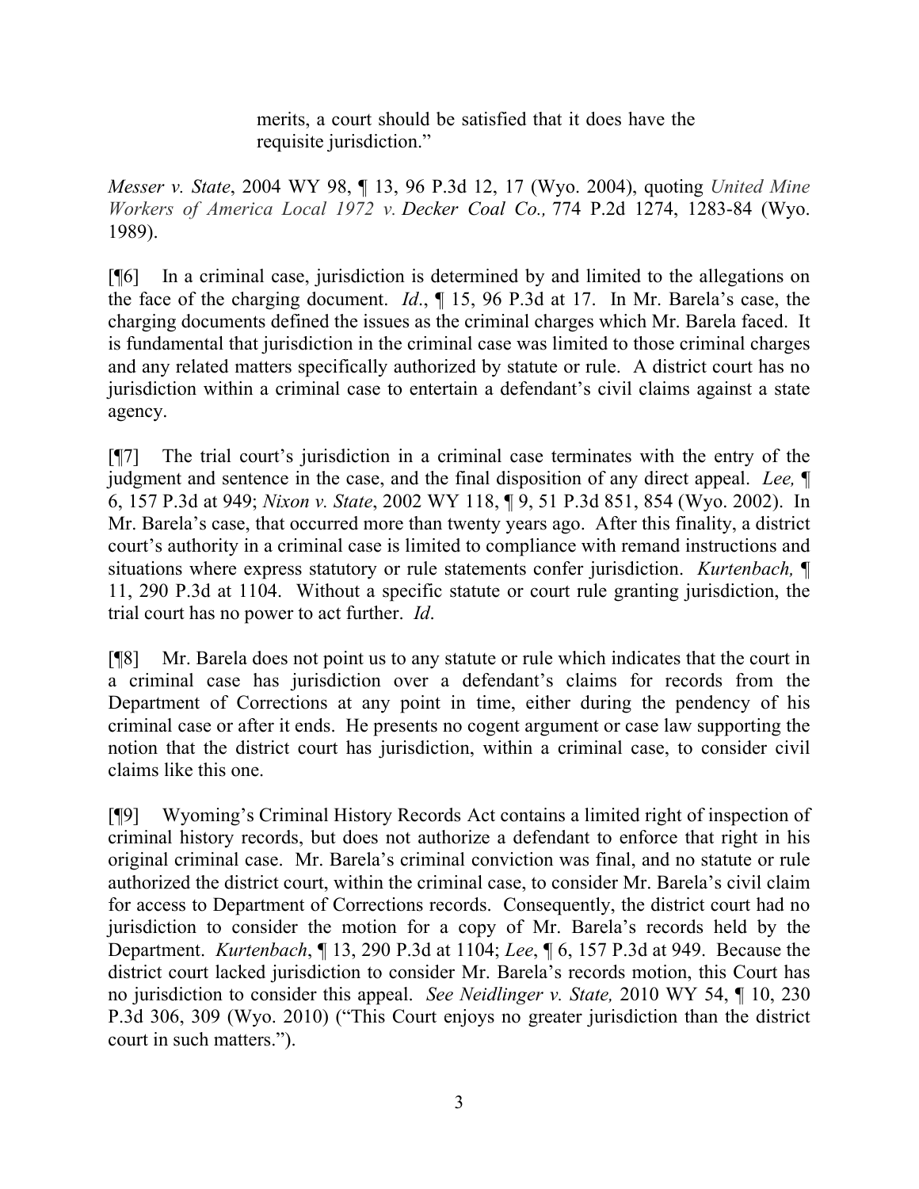> merits, a court should be satisfied that it does have the requisite jurisdiction."

*Messer v. State*, 2004 WY 98, ¶ 13, 96 P.3d 12, 17 (Wyo. 2004), quoting *United Mine Workers of America Local 1972 v. Decker Coal Co.,* 774 P.2d 1274, 1283-84 (Wyo. 1989).

[¶6] In a criminal case, jurisdiction is determined by and limited to the allegations on the face of the charging document. *Id*., ¶ 15, 96 P.3d at 17. In Mr. Barela's case, the charging documents defined the issues as the criminal charges which Mr. Barela faced. It is fundamental that jurisdiction in the criminal case was limited to those criminal charges and any related matters specifically authorized by statute or rule. A district court has no jurisdiction within a criminal case to entertain a defendant's civil claims against a state agency.

[¶7] The trial court's jurisdiction in a criminal case terminates with the entry of the judgment and sentence in the case, and the final disposition of any direct appeal. *Lee,* ¶ 6, 157 P.3d at 949; *Nixon v. State*, 2002 WY 118, ¶ 9, 51 P.3d 851, 854 (Wyo. 2002). In Mr. Barela's case, that occurred more than twenty years ago. After this finality, a district court's authority in a criminal case is limited to compliance with remand instructions and situations where express statutory or rule statements confer jurisdiction. *Kurtenbach,* ¶ 11, 290 P.3d at 1104. Without a specific statute or court rule granting jurisdiction, the trial court has no power to act further. *Id*.

[¶8] Mr. Barela does not point us to any statute or rule which indicates that the court in a criminal case has jurisdiction over a defendant's claims for records from the Department of Corrections at any point in time, either during the pendency of his criminal case or after it ends. He presents no cogent argument or case law supporting the notion that the district court has jurisdiction, within a criminal case, to consider civil claims like this one.

[¶9] Wyoming's Criminal History Records Act contains a limited right of inspection of criminal history records, but does not authorize a defendant to enforce that right in his original criminal case. Mr. Barela's criminal conviction was final, and no statute or rule authorized the district court, within the criminal case, to consider Mr. Barela's civil claim for access to Department of Corrections records. Consequently, the district court had no jurisdiction to consider the motion for a copy of Mr. Barela's records held by the Department. *Kurtenbach*, ¶ 13, 290 P.3d at 1104; *Lee*, ¶ 6, 157 P.3d at 949. Because the district court lacked jurisdiction to consider Mr. Barela's records motion, this Court has no jurisdiction to consider this appeal. *See Neidlinger v. State,* 2010 WY 54, ¶ 10, 230 P.3d 306, 309 (Wyo. 2010) ("This Court enjoys no greater jurisdiction than the district court in such matters.").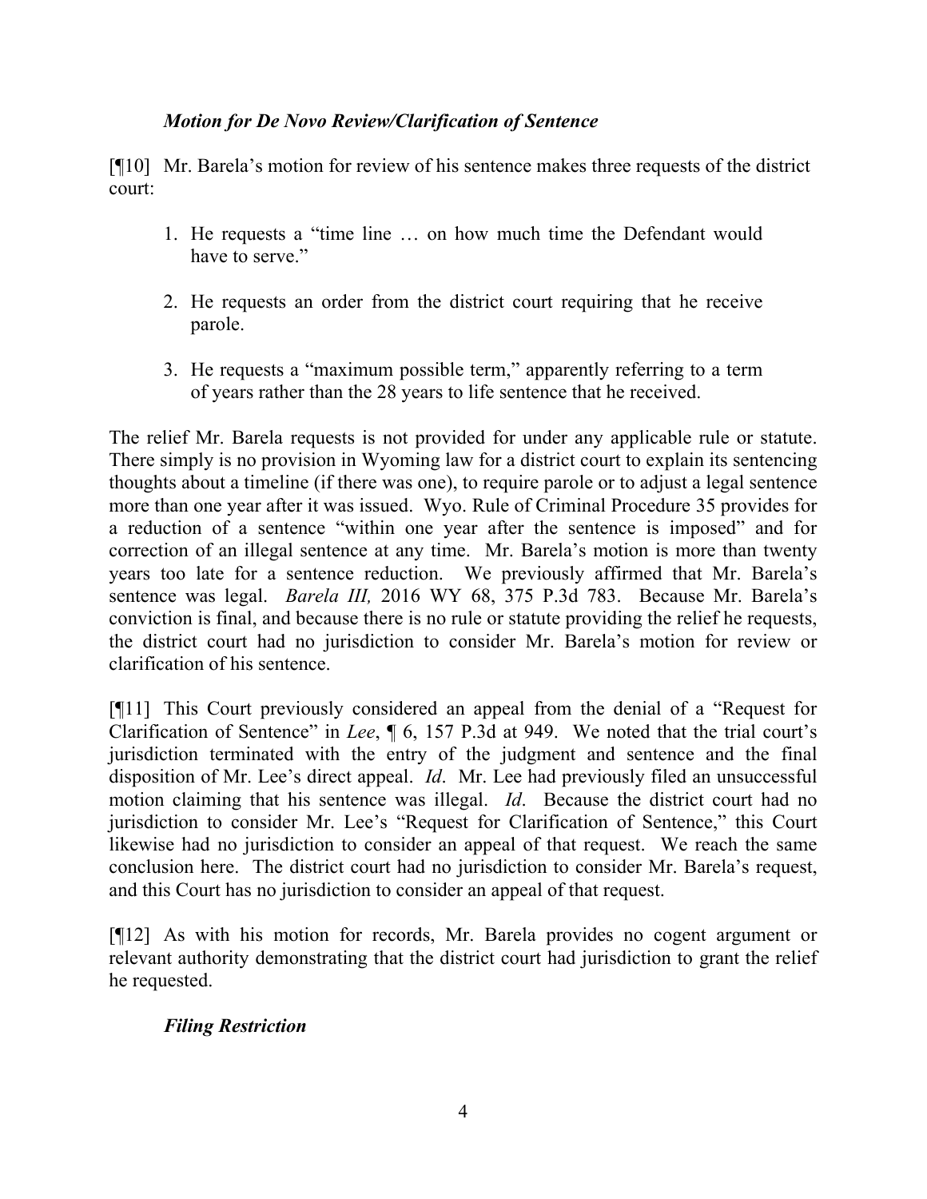### *Motion for De Novo Review/Clarification of Sentence*

[¶10] Mr. Barela's motion for review of his sentence makes three requests of the district court:

1. He requests a "time line … on how much time the Defendant would have to serve."
2. He requests an order from the district court requiring that he receive parole.
3. He requests a "maximum possible term," apparently referring to a term of years rather than the 28 years to life sentence that he received.

The relief Mr. Barela requests is not provided for under any applicable rule or statute. There simply is no provision in Wyoming law for a district court to explain its sentencing thoughts about a timeline (if there was one), to require parole or to adjust a legal sentence more than one year after it was issued. Wyo. Rule of Criminal Procedure 35 provides for a reduction of a sentence "within one year after the sentence is imposed" and for correction of an illegal sentence at any time. Mr. Barela's motion is more than twenty years too late for a sentence reduction. We previously affirmed that Mr. Barela's sentence was legal. *Barela III,* 2016 WY 68, 375 P.3d 783. Because Mr. Barela's conviction is final, and because there is no rule or statute providing the relief he requests, the district court had no jurisdiction to consider Mr. Barela's motion for review or clarification of his sentence.

[¶11] This Court previously considered an appeal from the denial of a "Request for Clarification of Sentence" in *Lee*, ¶ 6, 157 P.3d at 949. We noted that the trial court's jurisdiction terminated with the entry of the judgment and sentence and the final disposition of Mr. Lee's direct appeal. *Id*. Mr. Lee had previously filed an unsuccessful motion claiming that his sentence was illegal. *Id*. Because the district court had no jurisdiction to consider Mr. Lee's "Request for Clarification of Sentence," this Court likewise had no jurisdiction to consider an appeal of that request. We reach the same conclusion here. The district court had no jurisdiction to consider Mr. Barela's request, and this Court has no jurisdiction to consider an appeal of that request.

[¶12] As with his motion for records, Mr. Barela provides no cogent argument or relevant authority demonstrating that the district court had jurisdiction to grant the relief he requested.

### *Filing Restriction*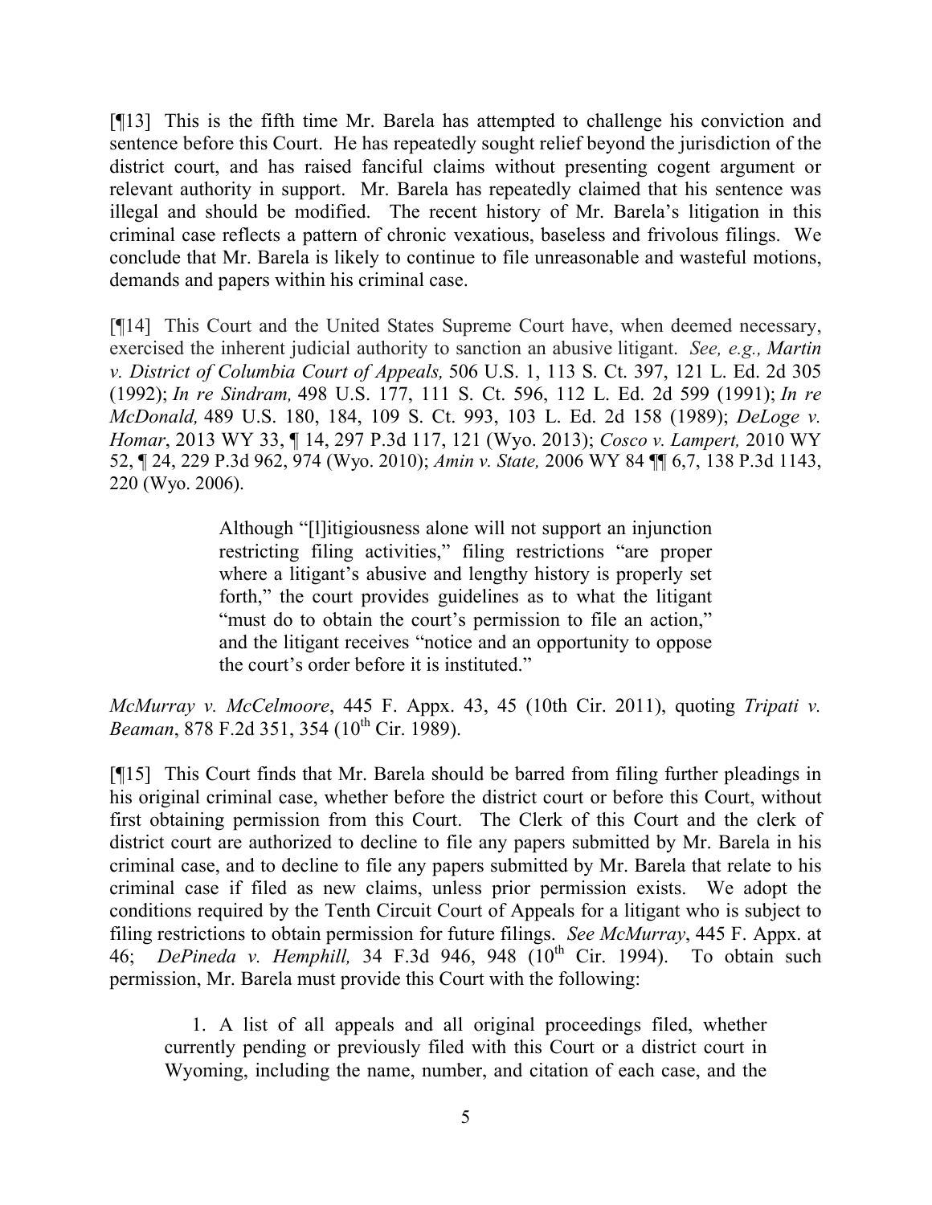[¶13] This is the fifth time Mr. Barela has attempted to challenge his conviction and sentence before this Court. He has repeatedly sought relief beyond the jurisdiction of the district court, and has raised fanciful claims without presenting cogent argument or relevant authority in support. Mr. Barela has repeatedly claimed that his sentence was illegal and should be modified. The recent history of Mr. Barela's litigation in this criminal case reflects a pattern of chronic vexatious, baseless and frivolous filings. We conclude that Mr. Barela is likely to continue to file unreasonable and wasteful motions, demands and papers within his criminal case.

[¶14] This Court and the United States Supreme Court have, when deemed necessary, exercised the inherent judicial authority to sanction an abusive litigant. *See, e.g., Martin v. District of Columbia Court of Appeals,* 506 U.S. 1, 113 S. Ct. 397, 121 L. Ed. 2d 305 (1992); *In re Sindram,* 498 U.S. 177, 111 S. Ct. 596, 112 L. Ed. 2d 599 (1991); *In re McDonald,* 489 U.S. 180, 184, 109 S. Ct. 993, 103 L. Ed. 2d 158 (1989); *DeLoge v. Homar*, 2013 WY 33, ¶ 14, 297 P.3d 117, 121 (Wyo. 2013); *Cosco v. Lampert,* 2010 WY 52, ¶ 24, 229 P.3d 962, 974 (Wyo. 2010); *Amin v. State,* 2006 WY 84 ¶¶ 6,7, 138 P.3d 1143, 220 (Wyo. 2006).

> Although "[l]itigiousness alone will not support an injunction restricting filing activities," filing restrictions "are proper where a litigant's abusive and lengthy history is properly set forth," the court provides guidelines as to what the litigant "must do to obtain the court's permission to file an action," and the litigant receives "notice and an opportunity to oppose the court's order before it is instituted."

*McMurray v. McCelmoore*, 445 F. Appx. 43, 45 (10th Cir. 2011), quoting *Tripati v. Beaman*, 878 F.2d 351, 354 (10th Cir. 1989).

[¶15] This Court finds that Mr. Barela should be barred from filing further pleadings in his original criminal case, whether before the district court or before this Court, without first obtaining permission from this Court. The Clerk of this Court and the clerk of district court are authorized to decline to file any papers submitted by Mr. Barela in his criminal case, and to decline to file any papers submitted by Mr. Barela that relate to his criminal case if filed as new claims, unless prior permission exists. We adopt the conditions required by the Tenth Circuit Court of Appeals for a litigant who is subject to filing restrictions to obtain permission for future filings. *See McMurray*, 445 F. Appx. at 46; *DePineda v. Hemphill,* 34 F.3d 946, 948 (10th Cir. 1994). To obtain such permission, Mr. Barela must provide this Court with the following:

1. A list of all appeals and all original proceedings filed, whether currently pending or previously filed with this Court or a district court in Wyoming, including the name, number, and citation of each case, and the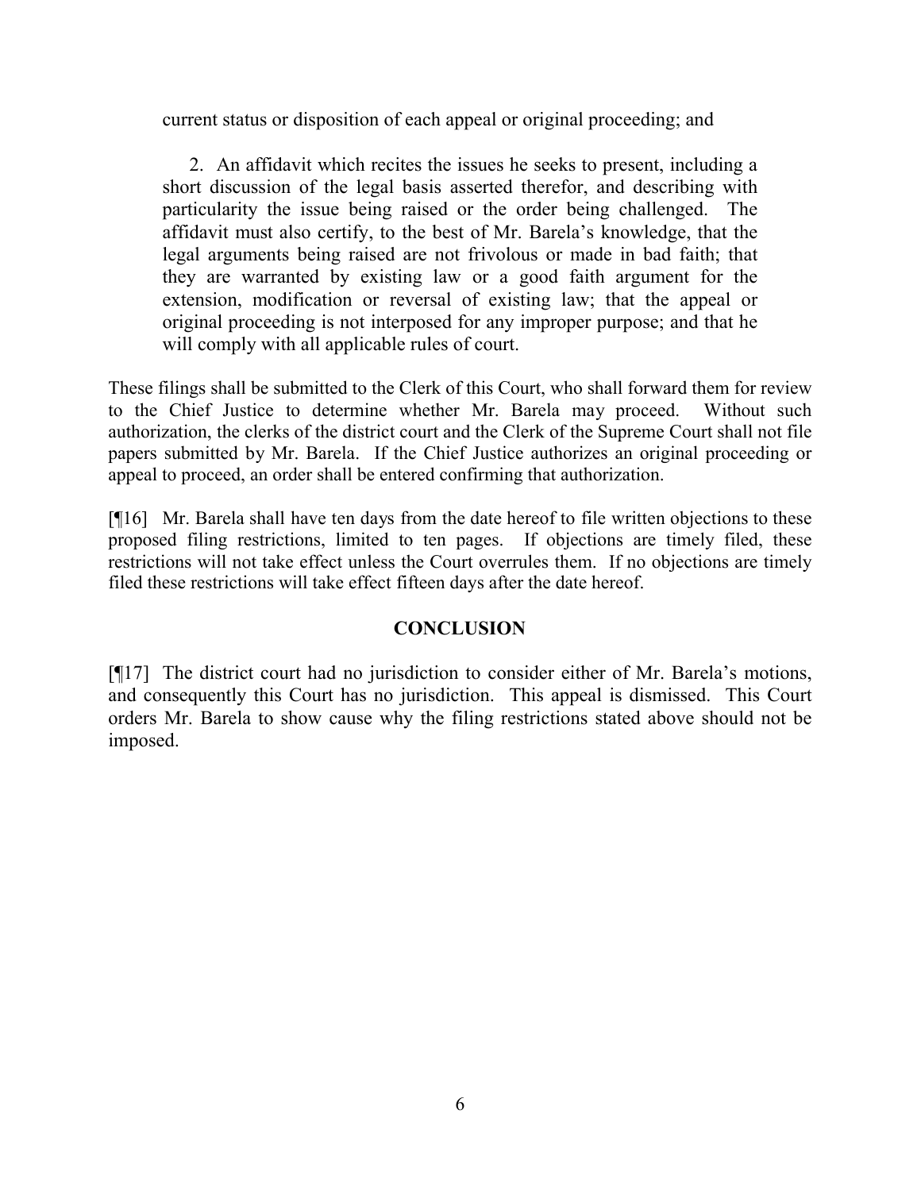current status or disposition of each appeal or original proceeding; and

2. An affidavit which recites the issues he seeks to present, including a short discussion of the legal basis asserted therefor, and describing with particularity the issue being raised or the order being challenged. The affidavit must also certify, to the best of Mr. Barela's knowledge, that the legal arguments being raised are not frivolous or made in bad faith; that they are warranted by existing law or a good faith argument for the extension, modification or reversal of existing law; that the appeal or original proceeding is not interposed for any improper purpose; and that he will comply with all applicable rules of court.

These filings shall be submitted to the Clerk of this Court, who shall forward them for review to the Chief Justice to determine whether Mr. Barela may proceed. Without such authorization, the clerks of the district court and the Clerk of the Supreme Court shall not file papers submitted by Mr. Barela. If the Chief Justice authorizes an original proceeding or appeal to proceed, an order shall be entered confirming that authorization.

[¶16] Mr. Barela shall have ten days from the date hereof to file written objections to these proposed filing restrictions, limited to ten pages. If objections are timely filed, these restrictions will not take effect unless the Court overrules them. If no objections are timely filed these restrictions will take effect fifteen days after the date hereof.

## CONCLUSION

[¶17] The district court had no jurisdiction to consider either of Mr. Barela's motions, and consequently this Court has no jurisdiction. This appeal is dismissed. This Court orders Mr. Barela to show cause why the filing restrictions stated above should not be imposed.